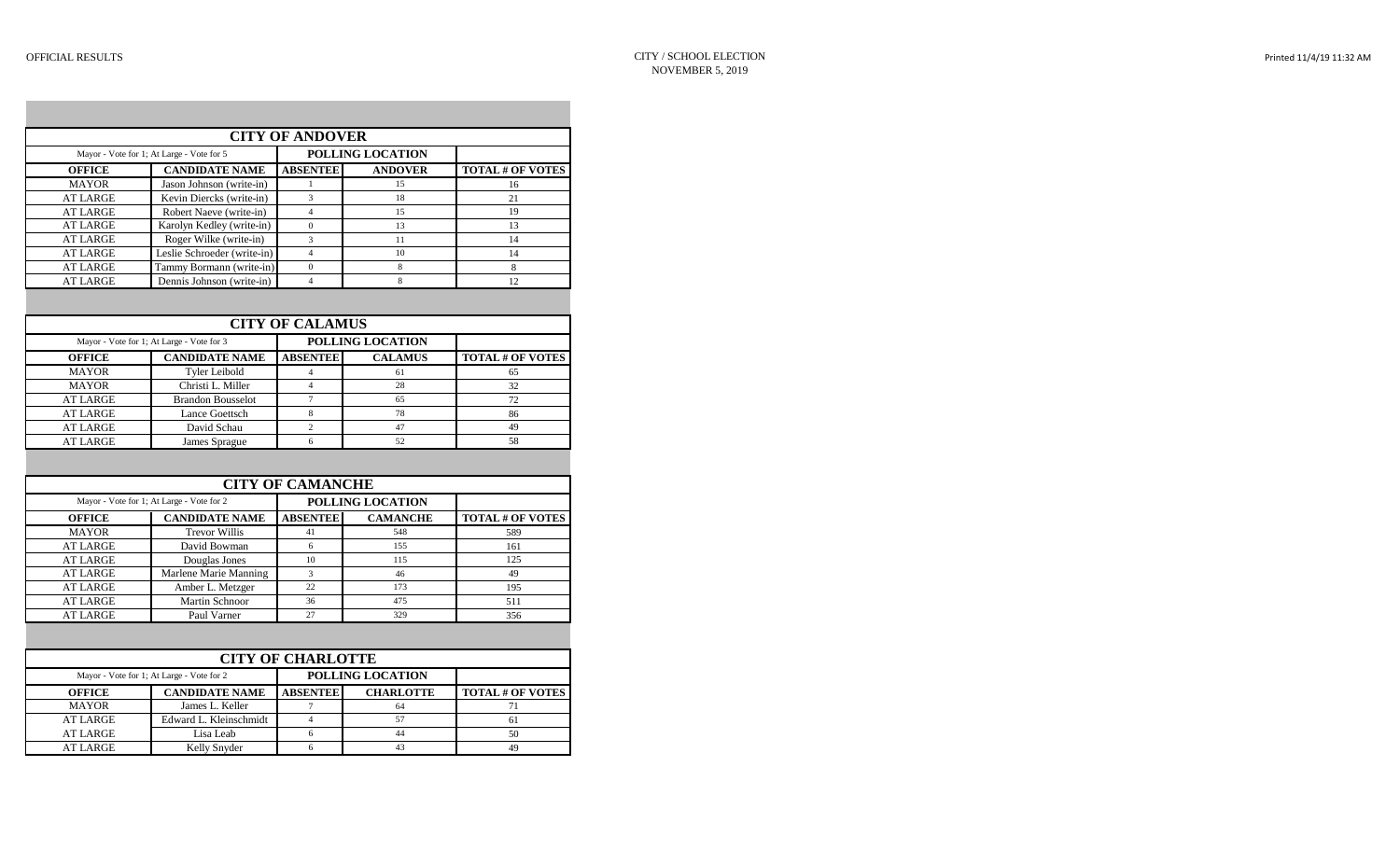OFFICIAL RESULTS

CITY / SCHOOL ELECTION
NOVEMBER 5, 2019

## CITY OF ANDOVER

| Mayor - Vote for 1; At Large - Vote for 5 | | POLLING LOCATION | | |
|---|---|---|---|---|
| **OFFICE** | **CANDIDATE NAME** | **ABSENTEE** | **ANDOVER** | **TOTAL # OF VOTES** |
| MAYOR | Jason Johnson (write-in) | 1 | 15 | 16 |
| AT LARGE | Kevin Diercks (write-in) | 3 | 18 | 21 |
| AT LARGE | Robert Naeve (write-in) | 4 | 15 | 19 |
| AT LARGE | Karolyn Kedley (write-in) | 0 | 13 | 13 |
| AT LARGE | Roger Wilke (write-in) | 3 | 11 | 14 |
| AT LARGE | Leslie Schroeder (write-in) | 4 | 10 | 14 |
| AT LARGE | Tammy Bormann (write-in) | 0 | 8 | 8 |
| AT LARGE | Dennis Johnson (write-in) | 4 | 8 | 12 |

## CITY OF CALAMUS

| Mayor - Vote for 1; At Large - Vote for 3 | | POLLING LOCATION | | |
|---|---|---|---|---|
| **OFFICE** | **CANDIDATE NAME** | **ABSENTEE** | **CALAMUS** | **TOTAL # OF VOTES** |
| MAYOR | Tyler Leibold | 4 | 61 | 65 |
| MAYOR | Christi L. Miller | 4 | 28 | 32 |
| AT LARGE | Brandon Bousselot | 7 | 65 | 72 |
| AT LARGE | Lance Goettsch | 8 | 78 | 86 |
| AT LARGE | David Schau | 2 | 47 | 49 |
| AT LARGE | James Sprague | 6 | 52 | 58 |

## CITY OF CAMANCHE

| Mayor - Vote for 1; At Large - Vote for 2 | | POLLING LOCATION | | |
|---|---|---|---|---|
| **OFFICE** | **CANDIDATE NAME** | **ABSENTEE** | **CAMANCHE** | **TOTAL # OF VOTES** |
| MAYOR | Trevor Willis | 41 | 548 | 589 |
| AT LARGE | David Bowman | 6 | 155 | 161 |
| AT LARGE | Douglas Jones | 10 | 115 | 125 |
| AT LARGE | Marlene Marie Manning | 3 | 46 | 49 |
| AT LARGE | Amber L. Metzger | 22 | 173 | 195 |
| AT LARGE | Martin Schnoor | 36 | 475 | 511 |
| AT LARGE | Paul Varner | 27 | 329 | 356 |

## CITY OF CHARLOTTE

| Mayor - Vote for 1; At Large - Vote for 2 | | POLLING LOCATION | | |
|---|---|---|---|---|
| **OFFICE** | **CANDIDATE NAME** | **ABSENTEE** | **CHARLOTTE** | **TOTAL # OF VOTES** |
| MAYOR | James L. Keller | 7 | 64 | 71 |
| AT LARGE | Edward L. Kleinschmidt | 4 | 57 | 61 |
| AT LARGE | Lisa Leab | 6 | 44 | 50 |
| AT LARGE | Kelly Snyder | 6 | 43 | 49 |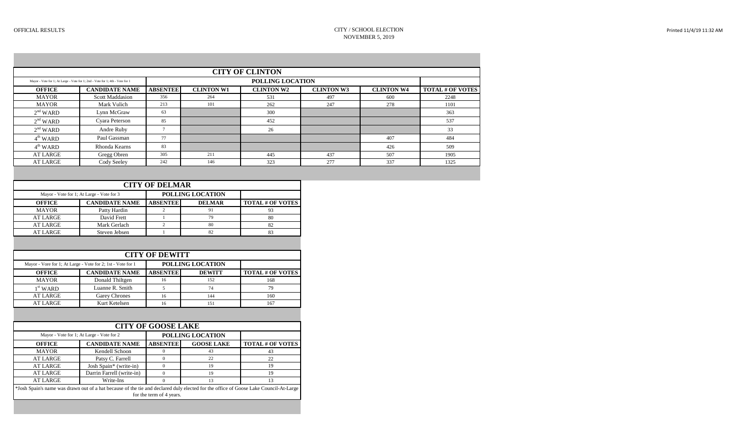OFFICIAL RESULTS

CITY / SCHOOL ELECTION
NOVEMBER 5, 2019

## CITY OF CLINTON

| Mayor - Vote for 1; At Large - Vote for 1; 2nd - Vote for 1; 4th - Vote for 1 | | POLLING LOCATION | | | | | |
|---|---|---|---|---|---|---|---|
| **OFFICE** | **CANDIDATE NAME** | **ABSENTEE** | **CLINTON W1** | **CLINTON W2** | **CLINTON W3** | **CLINTON W4** | **TOTAL # OF VOTES** |
| MAYOR | Scott Maddasion | 356 | 264 | 531 | 497 | 600 | 2248 |
| MAYOR | Mark Vulich | 213 | 101 | 262 | 247 | 278 | 1101 |
| 2nd WARD | Lynn McGraw | 63 | | 300 | | | 363 |
| 2nd WARD | Cyara Peterson | 85 | | 452 | | | 537 |
| 2nd WARD | Andre Ruby | 7 | | 26 | | | 33 |
| 4th WARD | Paul Gassman | 77 | | | | 407 | 484 |
| 4th WARD | Rhonda Kearns | 83 | | | | 426 | 509 |
| AT LARGE | Gregg Obren | 305 | 211 | 445 | 437 | 507 | 1905 |
| AT LARGE | Cody Seeley | 242 | 146 | 323 | 277 | 337 | 1325 |

## CITY OF DELMAR

| Mayor - Vote for 1; At Large - Vote for 3 | | POLLING LOCATION | | |
|---|---|---|---|---|
| **OFFICE** | **CANDIDATE NAME** | **ABSENTEE** | **DELMAR** | **TOTAL # OF VOTES** |
| MAYOR | Patty Hardin | 2 | 91 | 93 |
| AT LARGE | David Frett | 1 | 79 | 80 |
| AT LARGE | Mark Gerlach | 2 | 80 | 82 |
| AT LARGE | Steven Jebsen | 1 | 82 | 83 |

## CITY OF DEWITT

| Mayor - Vore for 1; At Large - Vote for 2; 1st - Vote for 1 | | POLLING LOCATION | | |
|---|---|---|---|---|
| **OFFICE** | **CANDIDATE NAME** | **ABSENTEE** | **DEWITT** | **TOTAL # OF VOTES** |
| MAYOR | Donald Thiltgen | 16 | 152 | 168 |
| 1st WARD | Luanne R. Smith | 5 | 74 | 79 |
| AT LARGE | Garey Chrones | 16 | 144 | 160 |
| AT LARGE | Kurt Ketelsen | 16 | 151 | 167 |

## CITY OF GOOSE LAKE

| Mayor - Vote for 1; At Large - Vote for 2 | | POLLING LOCATION | | |
|---|---|---|---|---|
| **OFFICE** | **CANDIDATE NAME** | **ABSENTEE** | **GOOSE LAKE** | **TOTAL # OF VOTES** |
| MAYOR | Kendell Schoon | 0 | 43 | 43 |
| AT LARGE | Patsy C. Farrell | 0 | 22 | 22 |
| AT LARGE | Josh Spain* (write-in) | 0 | 19 | 19 |
| AT LARGE | Darrin Farrell (write-in) | 0 | 19 | 19 |
| AT LARGE | Write-Ins | 0 | 13 | 13 |

*Josh Spain's name was drawn out of a hat because of the tie and declared duly elected for the office of Goose Lake Council-At-Large for the term of 4 years.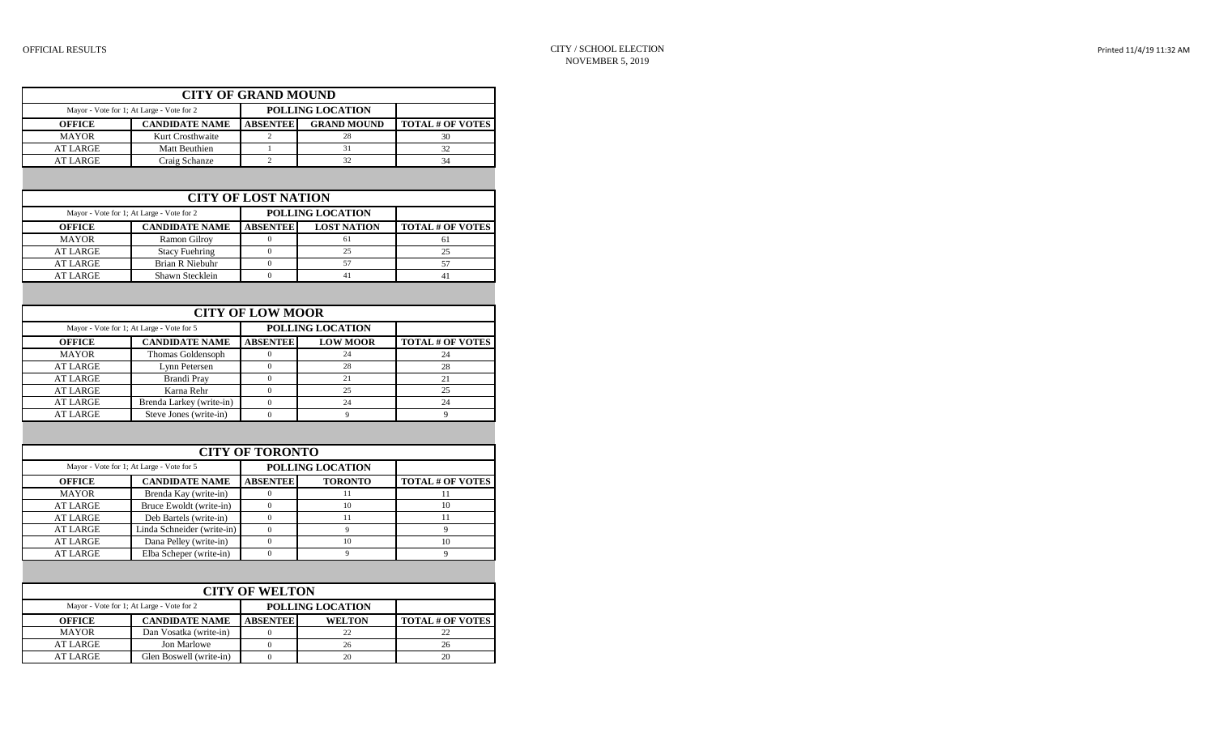## CITY OF GRAND MOUND

| Mayor - Vote for 1; At Large - Vote for 2 | | POLLING LOCATION | | |
|---|---|---|---|---|
| **OFFICE** | **CANDIDATE NAME** | **ABSENTEE** | **GRAND MOUND** | **TOTAL # OF VOTES** |
| MAYOR | Kurt Crosthwaite | 2 | 28 | 30 |
| AT LARGE | Matt Beuthien | 1 | 31 | 32 |
| AT LARGE | Craig Schanze | 2 | 32 | 34 |

## CITY OF LOST NATION

| Mayor - Vote for 1; At Large - Vote for 2 | | POLLING LOCATION | | |
|---|---|---|---|---|
| **OFFICE** | **CANDIDATE NAME** | **ABSENTEE** | **LOST NATION** | **TOTAL # OF VOTES** |
| MAYOR | Ramon Gilroy | 0 | 61 | 61 |
| AT LARGE | Stacy Fuehring | 0 | 25 | 25 |
| AT LARGE | Brian R Niebuhr | 0 | 57 | 57 |
| AT LARGE | Shawn Stecklein | 0 | 41 | 41 |

## CITY OF LOW MOOR

| Mayor - Vote for 1; At Large - Vote for 5 | | POLLING LOCATION | | |
|---|---|---|---|---|
| **OFFICE** | **CANDIDATE NAME** | **ABSENTEE** | **LOW MOOR** | **TOTAL # OF VOTES** |
| MAYOR | Thomas Goldensoph | 0 | 24 | 24 |
| AT LARGE | Lynn Petersen | 0 | 28 | 28 |
| AT LARGE | Brandi Pray | 0 | 21 | 21 |
| AT LARGE | Karna Rehr | 0 | 25 | 25 |
| AT LARGE | Brenda Larkey (write-in) | 0 | 24 | 24 |
| AT LARGE | Steve Jones (write-in) | 0 | 9 | 9 |

## CITY OF TORONTO

| Mayor - Vote for 1; At Large - Vote for 5 | | POLLING LOCATION | | |
|---|---|---|---|---|
| **OFFICE** | **CANDIDATE NAME** | **ABSENTEE** | **TORONTO** | **TOTAL # OF VOTES** |
| MAYOR | Brenda Kay (write-in) | 0 | 11 | 11 |
| AT LARGE | Bruce Ewoldt (write-in) | 0 | 10 | 10 |
| AT LARGE | Deb Bartels (write-in) | 0 | 11 | 11 |
| AT LARGE | Linda Schneider (write-in) | 0 | 9 | 9 |
| AT LARGE | Dana Pelley (write-in) | 0 | 10 | 10 |
| AT LARGE | Elba Scheper (write-in) | 0 | 9 | 9 |

## CITY OF WELTON

| Mayor - Vote for 1; At Large - Vote for 2 | | POLLING LOCATION | | |
|---|---|---|---|---|
| **OFFICE** | **CANDIDATE NAME** | **ABSENTEE** | **WELTON** | **TOTAL # OF VOTES** |
| MAYOR | Dan Vosatka (write-in) | 0 | 22 | 22 |
| AT LARGE | Jon Marlowe | 0 | 26 | 26 |
| AT LARGE | Glen Boswell (write-in) | 0 | 20 | 20 |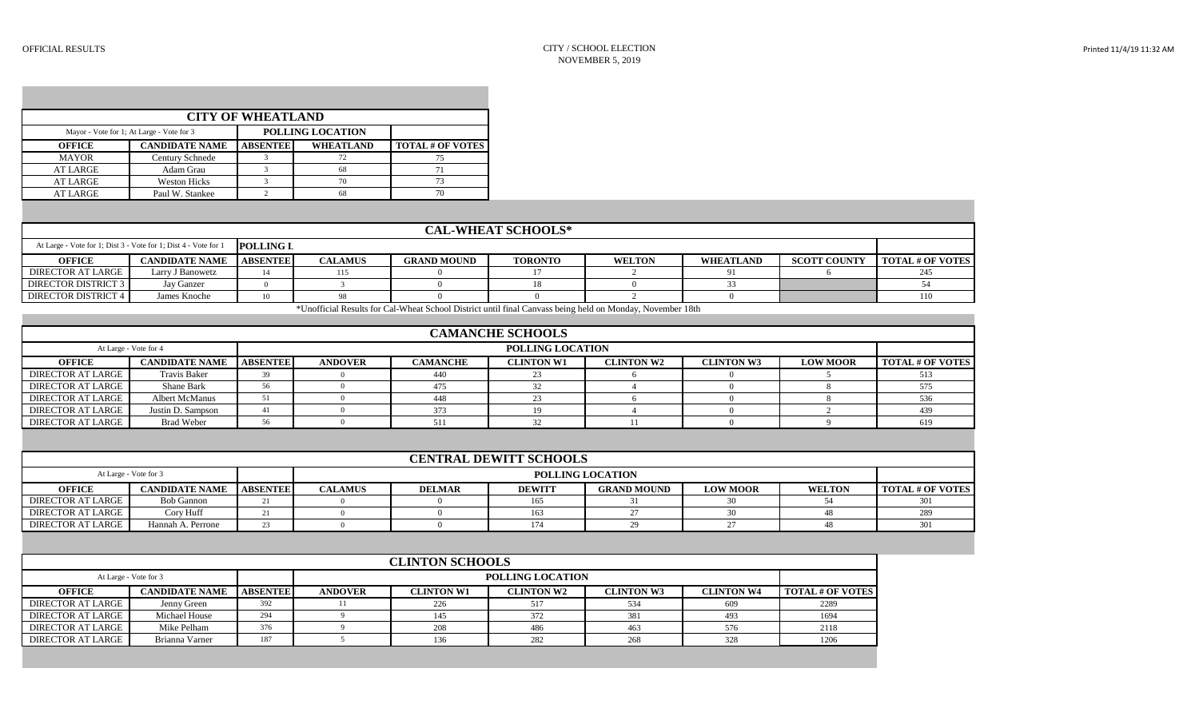OFFICIAL RESULTS

CITY / SCHOOL ELECTION
NOVEMBER 5, 2019

Printed 11/4/19 11:32 AM

## CITY OF WHEATLAND

| Mayor - Vote for 1; At Large - Vote for 3 | | POLLING LOCATION | | |
|---|---|---|---|---|
| **OFFICE** | **CANDIDATE NAME** | **ABSENTEE** | **WHEATLAND** | **TOTAL # OF VOTES** |
| MAYOR | Century Schnede | 3 | 72 | 75 |
| AT LARGE | Adam Grau | 3 | 68 | 71 |
| AT LARGE | Weston Hicks | 3 | 70 | 73 |
| AT LARGE | Paul W. Stankee | 2 | 68 | 70 |

## CAL-WHEAT SCHOOLS*

| At Large - Vote for 1; Dist 3 - Vote for 1; Dist 4 - Vote for 1 | | POLLING L | | | | | | | |
|---|---|---|---|---|---|---|---|---|---|
| **OFFICE** | **CANDIDATE NAME** | **ABSENTEE** | **CALAMUS** | **GRAND MOUND** | **TORONTO** | **WELTON** | **WHEATLAND** | **SCOTT COUNTY** | **TOTAL # OF VOTES** |
| DIRECTOR AT LARGE | Larry J Banowetz | 14 | 115 | 0 | 17 | 2 | 91 | 6 | 245 |
| DIRECTOR DISTRICT 3 | Jay Ganzer | 0 | 3 | 0 | 18 | 0 | 33 | | 54 |
| DIRECTOR DISTRICT 4 | James Knoche | 10 | 98 | 0 | 0 | 2 | 0 | | 110 |

*Unofficial Results for Cal-Wheat School District until final Canvass being held on Monday, November 18th

## CAMANCHE SCHOOLS

| At Large - Vote for 4 | | POLLING LOCATION | | | | | | | |
|---|---|---|---|---|---|---|---|---|---|
| **OFFICE** | **CANDIDATE NAME** | **ABSENTEE** | **ANDOVER** | **CAMANCHE** | **CLINTON W1** | **CLINTON W2** | **CLINTON W3** | **LOW MOOR** | **TOTAL # OF VOTES** |
| DIRECTOR AT LARGE | Travis Baker | 39 | 0 | 440 | 23 | 6 | 0 | 5 | 513 |
| DIRECTOR AT LARGE | Shane Bark | 56 | 0 | 475 | 32 | 4 | 0 | 8 | 575 |
| DIRECTOR AT LARGE | Albert McManus | 51 | 0 | 448 | 23 | 6 | 0 | 8 | 536 |
| DIRECTOR AT LARGE | Justin D. Sampson | 41 | 0 | 373 | 19 | 4 | 0 | 2 | 439 |
| DIRECTOR AT LARGE | Brad Weber | 56 | 0 | 511 | 32 | 11 | 0 | 9 | 619 |

## CENTRAL DEWITT SCHOOLS

| At Large - Vote for 3 | | | POLLING LOCATION | | | | | | |
|---|---|---|---|---|---|---|---|---|---|
| **OFFICE** | **CANDIDATE NAME** | **ABSENTEE** | **CALAMUS** | **DELMAR** | **DEWITT** | **GRAND MOUND** | **LOW MOOR** | **WELTON** | **TOTAL # OF VOTES** |
| DIRECTOR AT LARGE | Bob Gannon | 21 | 0 | 0 | 165 | 31 | 30 | 54 | 301 |
| DIRECTOR AT LARGE | Cory Huff | 21 | 0 | 0 | 163 | 27 | 30 | 48 | 289 |
| DIRECTOR AT LARGE | Hannah A. Perrone | 23 | 0 | 0 | 174 | 29 | 27 | 48 | 301 |

## CLINTON SCHOOLS

| At Large - Vote for 3 | | | POLLING LOCATION | | | | | |
|---|---|---|---|---|---|---|---|---|
| **OFFICE** | **CANDIDATE NAME** | **ABSENTEE** | **ANDOVER** | **CLINTON W1** | **CLINTON W2** | **CLINTON W3** | **CLINTON W4** | **TOTAL # OF VOTES** |
| DIRECTOR AT LARGE | Jenny Green | 392 | 11 | 226 | 517 | 534 | 609 | 2289 |
| DIRECTOR AT LARGE | Michael House | 294 | 9 | 145 | 372 | 381 | 493 | 1694 |
| DIRECTOR AT LARGE | Mike Pelham | 376 | 9 | 208 | 486 | 463 | 576 | 2118 |
| DIRECTOR AT LARGE | Brianna Varner | 187 | 5 | 136 | 282 | 268 | 328 | 1206 |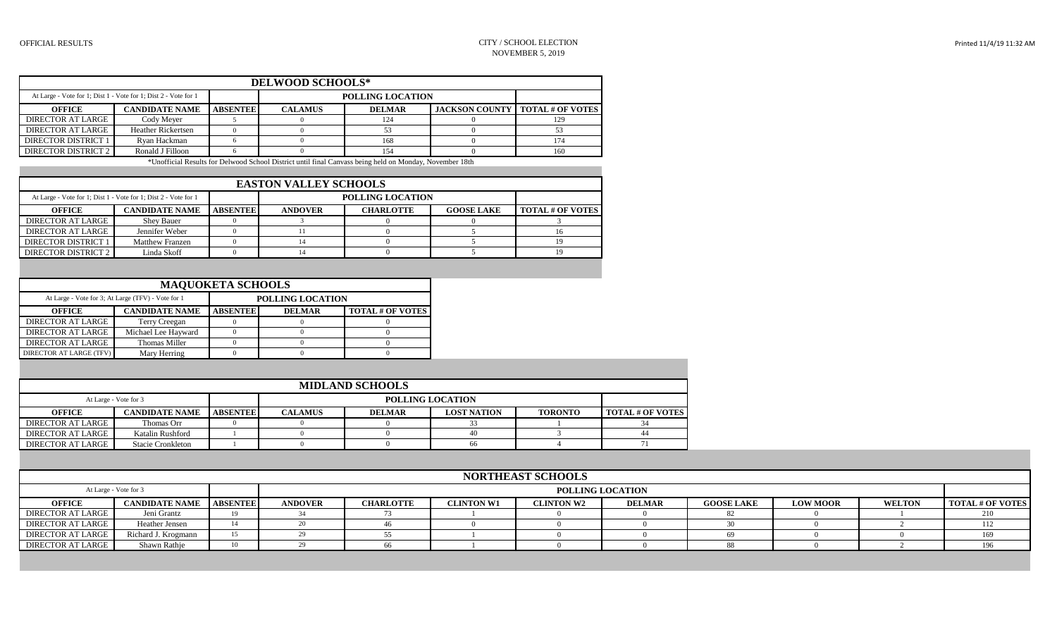OFFICIAL RESULTS

CITY / SCHOOL ELECTION
NOVEMBER 5, 2019

## DELWOOD SCHOOLS*

| At Large - Vote for 1; Dist 1 - Vote for 1; Dist 2 - Vote for 1 | | | POLLING LOCATION | | | |
|---|---|---|---|---|---|---|
| **OFFICE** | **CANDIDATE NAME** | **ABSENTEE** | **CALAMUS** | **DELMAR** | **JACKSON COUNTY** | **TOTAL # OF VOTES** |
| DIRECTOR AT LARGE | Cody Meyer | 5 | 0 | 124 | 0 | 129 |
| DIRECTOR AT LARGE | Heather Rickertsen | 0 | 0 | 53 | 0 | 53 |
| DIRECTOR DISTRICT 1 | Ryan Hackman | 6 | 0 | 168 | 0 | 174 |
| DIRECTOR DISTRICT 2 | Ronald J Filloon | 6 | 0 | 154 | 0 | 160 |

*Unofficial Results for Delwood School District until final Canvass being held on Monday, November 18th

## EASTON VALLEY SCHOOLS

| At Large - Vote for 1; Dist 1 - Vote for 1; Dist 2 - Vote for 1 | | | POLLING LOCATION | | | |
|---|---|---|---|---|---|---|
| **OFFICE** | **CANDIDATE NAME** | **ABSENTEE** | **ANDOVER** | **CHARLOTTE** | **GOOSE LAKE** | **TOTAL # OF VOTES** |
| DIRECTOR AT LARGE | Shey Bauer | 0 | 3 | 0 | 0 | 3 |
| DIRECTOR AT LARGE | Jennifer Weber | 0 | 11 | 0 | 5 | 16 |
| DIRECTOR DISTRICT 1 | Matthew Franzen | 0 | 14 | 0 | 5 | 19 |
| DIRECTOR DISTRICT 2 | Linda Skoff | 0 | 14 | 0 | 5 | 19 |

## MAQUOKETA SCHOOLS

| At Large - Vote for 3; At Large (TFV) - Vote for 1 | | POLLING LOCATION | | |
|---|---|---|---|---|
| **OFFICE** | **CANDIDATE NAME** | **ABSENTEE** | **DELMAR** | **TOTAL # OF VOTES** |
| DIRECTOR AT LARGE | Terry Creegan | 0 | 0 | 0 |
| DIRECTOR AT LARGE | Michael Lee Hayward | 0 | 0 | 0 |
| DIRECTOR AT LARGE | Thomas Miller | 0 | 0 | 0 |
| DIRECTOR AT LARGE (TFV) | Mary Herring | 0 | 0 | 0 |

## MIDLAND SCHOOLS

| At Large - Vote for 3 | | | POLLING LOCATION | | | | |
|---|---|---|---|---|---|---|---|
| **OFFICE** | **CANDIDATE NAME** | **ABSENTEE** | **CALAMUS** | **DELMAR** | **LOST NATION** | **TORONTO** | **TOTAL # OF VOTES** |
| DIRECTOR AT LARGE | Thomas Orr | 0 | 0 | 0 | 33 | 1 | 34 |
| DIRECTOR AT LARGE | Katalin Rushford | 1 | 0 | 0 | 40 | 3 | 44 |
| DIRECTOR AT LARGE | Stacie Cronkleton | 1 | 0 | 0 | 66 | 4 | 71 |

## NORTHEAST SCHOOLS

| At Large - Vote for 3 | | | POLLING LOCATION | | | | | | | |
|---|---|---|---|---|---|---|---|---|---|---|
| **OFFICE** | **CANDIDATE NAME** | **ABSENTEE** | **ANDOVER** | **CHARLOTTE** | **CLINTON W1** | **CLINTON W2** | **DELMAR** | **GOOSE LAKE** | **LOW MOOR** | **WELTON** | **TOTAL # OF VOTES** |
| DIRECTOR AT LARGE | Jeni Grantz | 19 | 34 | 73 | 1 | 0 | 0 | 82 | 0 | 1 | 210 |
| DIRECTOR AT LARGE | Heather Jensen | 14 | 20 | 46 | 0 | 0 | 0 | 30 | 0 | 2 | 112 |
| DIRECTOR AT LARGE | Richard J. Krogmann | 15 | 29 | 55 | 1 | 0 | 0 | 69 | 0 | 0 | 169 |
| DIRECTOR AT LARGE | Shawn Rathje | 10 | 29 | 66 | 1 | 0 | 0 | 88 | 0 | 2 | 196 |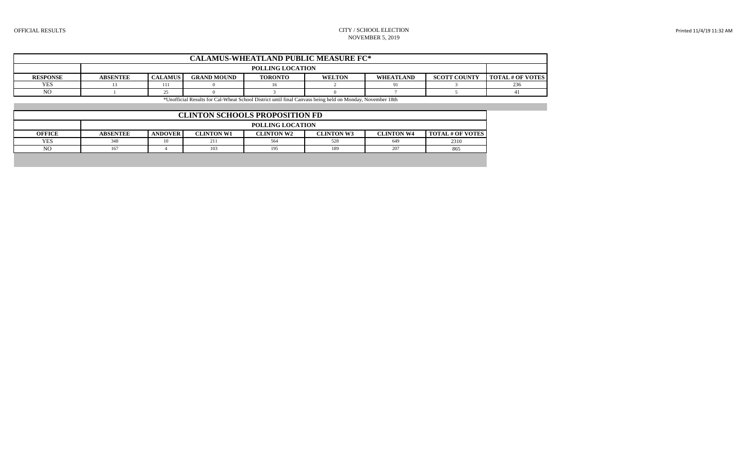OFFICIAL RESULTS

CITY / SCHOOL ELECTION
NOVEMBER 5, 2019

## CALAMUS-WHEATLAND PUBLIC MEASURE FC*

| | POLLING LOCATION | | | | | | | |
|---|---|---|---|---|---|---|---|---|
| **RESPONSE** | **ABSENTEE** | **CALAMUS** | **GRAND MOUND** | **TORONTO** | **WELTON** | **WHEATLAND** | **SCOTT COUNTY** | **TOTAL # OF VOTES** |
| YES | 13 | 111 | 0 | 16 | 2 | 91 | 3 | 236 |
| NO | 1 | 25 | 0 | 3 | 0 | 7 | 5 | 41 |

*Unofficial Results for Cal-Wheat School District until final Canvass being held on Monday, November 18th

## CLINTON SCHOOLS PROPOSITION FD

| | POLLING LOCATION | | | | | | |
|---|---|---|---|---|---|---|---|
| **OFFICE** | **ABSENTEE** | **ANDOVER** | **CLINTON W1** | **CLINTON W2** | **CLINTON W3** | **CLINTON W4** | **TOTAL # OF VOTES** |
| YES | 348 | 10 | 211 | 564 | 528 | 649 | 2310 |
| NO | 167 | 4 | 103 | 195 | 189 | 207 | 865 |